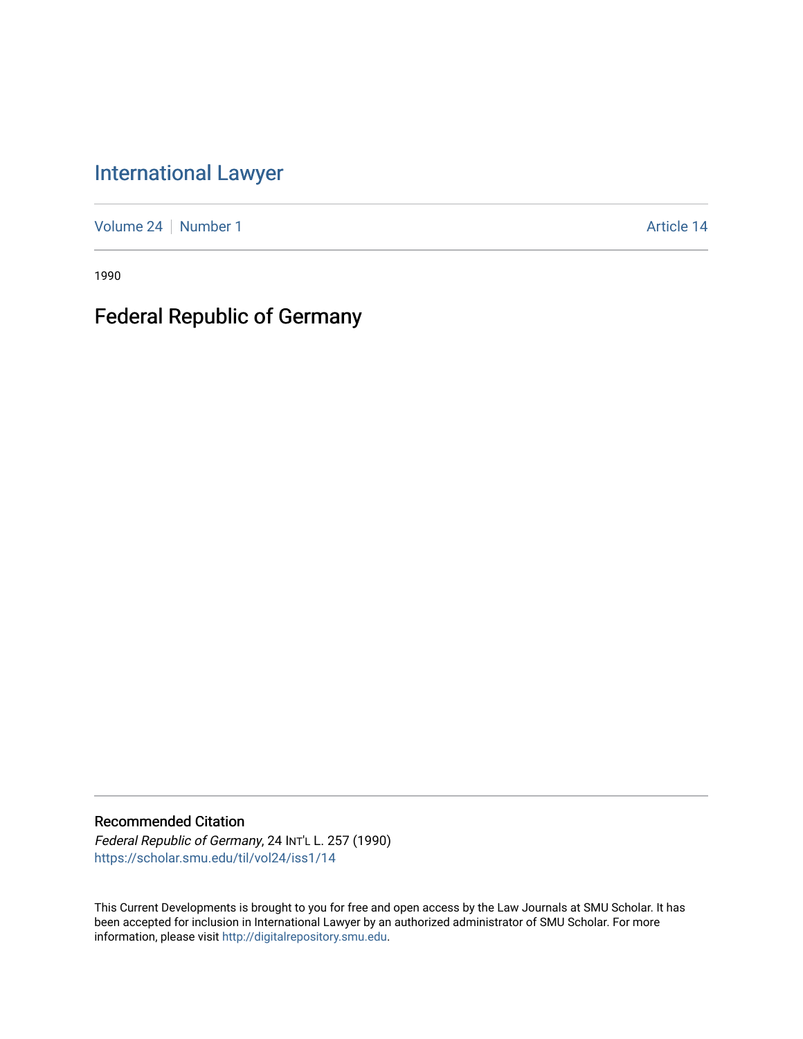# International Lawyer

Volume 24 | Number 1 | Article 14

1990

## Federal Republic of Germany

### Recommended Citation

*Federal Republic of Germany*, 24 INT'L L. 257 (1990)
https://scholar.smu.edu/til/vol24/iss1/14

This Current Developments is brought to you for free and open access by the Law Journals at SMU Scholar. It has been accepted for inclusion in International Lawyer by an authorized administrator of SMU Scholar. For more information, please visit http://digitalrepository.smu.edu.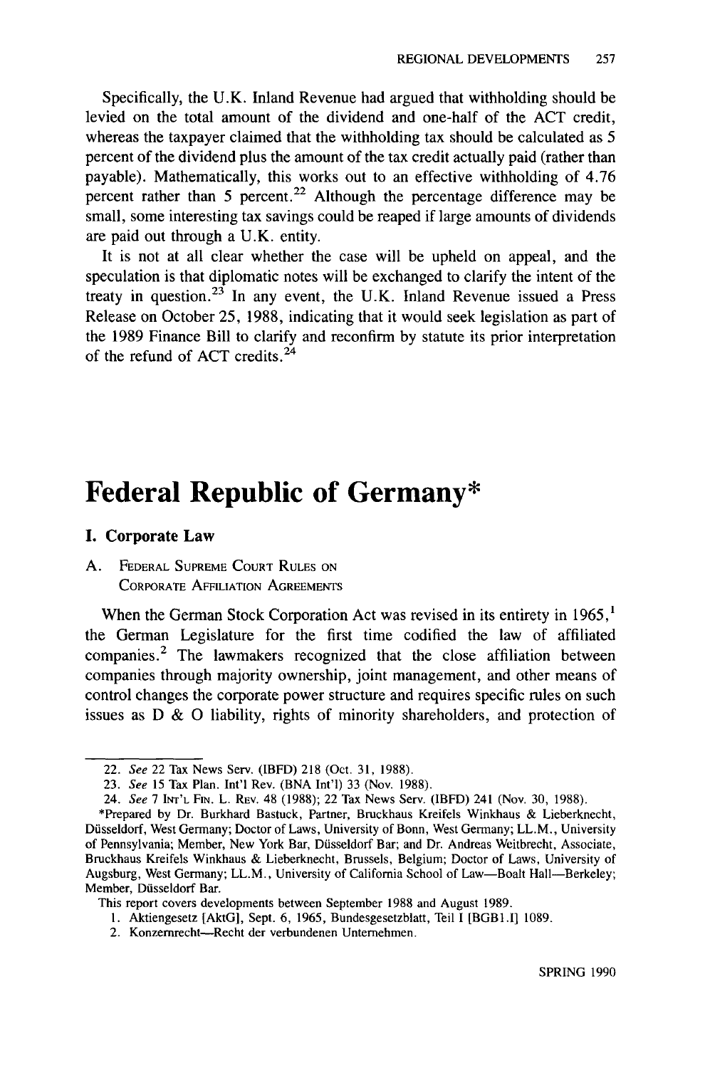Specifically, the U.K. Inland Revenue had argued that withholding should be levied on the total amount of the dividend and one-half of the ACT credit, whereas the taxpayer claimed that the withholding tax should be calculated as 5 percent of the dividend plus the amount of the tax credit actually paid (rather than payable). Mathematically, this works out to an effective withholding of 4.76 percent rather than 5 percent.[22] Although the percentage difference may be small, some interesting tax savings could be reaped if large amounts of dividends are paid out through a U.K. entity.

It is not at all clear whether the case will be upheld on appeal, and the speculation is that diplomatic notes will be exchanged to clarify the intent of the treaty in question.[23] In any event, the U.K. Inland Revenue issued a Press Release on October 25, 1988, indicating that it would seek legislation as part of the 1989 Finance Bill to clarify and reconfirm by statute its prior interpretation of the refund of ACT credits.[24]

# Federal Republic of Germany*

## I. Corporate Law

### A. Federal Supreme Court Rules on Corporate Affiliation Agreements

When the German Stock Corporation Act was revised in its entirety in 1965,[1] the German Legislature for the first time codified the law of affiliated companies.[2] The lawmakers recognized that the close affiliation between companies through majority ownership, joint management, and other means of control changes the corporate power structure and requires specific rules on such issues as D & O liability, rights of minority shareholders, and protection of

---

22. *See* 22 Tax News Serv. (IBFD) 218 (Oct. 31, 1988).

23. *See* 15 Tax Plan. Int'l Rev. (BNA Int'l) 33 (Nov. 1988).

24. *See* 7 Int'l Fin. L. Rev. 48 (1988); 22 Tax News Serv. (IBFD) 241 (Nov. 30, 1988).

*Prepared by Dr. Burkhard Bastuck, Partner, Bruckhaus Kreifels Winkhaus & Lieberknecht, Düsseldorf, West Germany; Doctor of Laws, University of Bonn, West Germany; LL.M., University of Pennsylvania; Member, New York Bar, Düsseldorf Bar; and Dr. Andreas Weitbrecht, Associate, Bruckhaus Kreifels Winkhaus & Lieberknecht, Brussels, Belgium; Doctor of Laws, University of Augsburg, West Germany; LL.M., University of California School of Law—Boalt Hall—Berkeley; Member, Düsseldorf Bar.

This report covers developments between September 1988 and August 1989.

1. Aktiengesetz [AktG], Sept. 6, 1965, Bundesgesetzblatt, Teil I [BGBl.I] 1089.

2. Konzernrecht—Recht der verbundenen Unternehmen.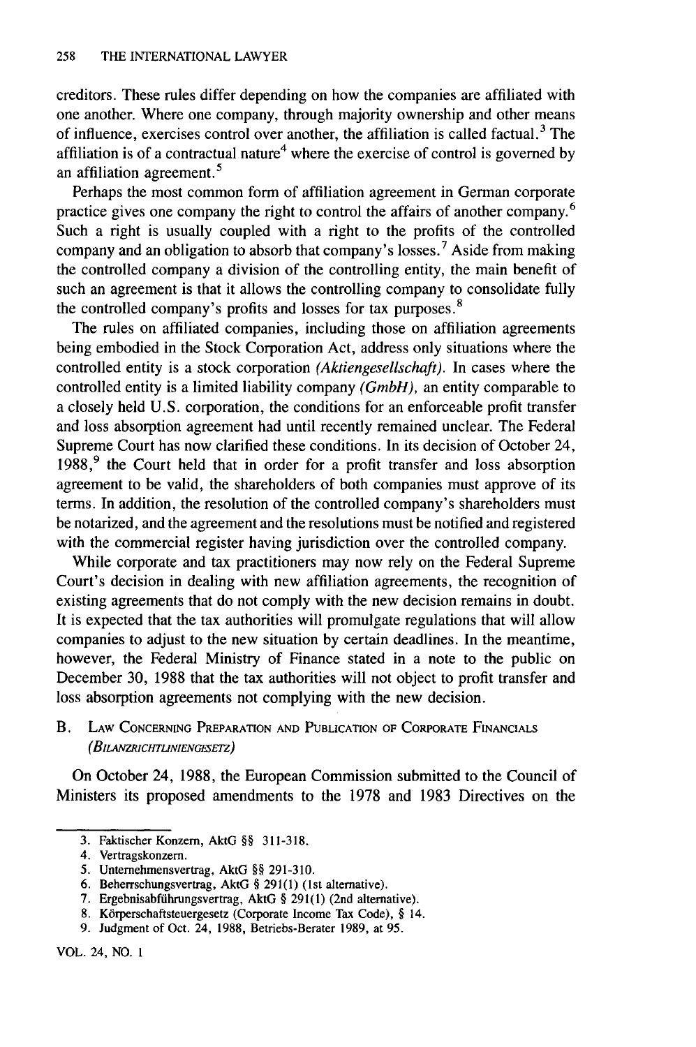creditors. These rules differ depending on how the companies are affiliated with one another. Where one company, through majority ownership and other means of influence, exercises control over another, the affiliation is called factual.[3] The affiliation is of a contractual nature[4] where the exercise of control is governed by an affiliation agreement.[5]

Perhaps the most common form of affiliation agreement in German corporate practice gives one company the right to control the affairs of another company.[6] Such a right is usually coupled with a right to the profits of the controlled company and an obligation to absorb that company's losses.[7] Aside from making the controlled company a division of the controlling entity, the main benefit of such an agreement is that it allows the controlling company to consolidate fully the controlled company's profits and losses for tax purposes.[8]

The rules on affiliated companies, including those on affiliation agreements being embodied in the Stock Corporation Act, address only situations where the controlled entity is a stock corporation *(Aktiengesellschaft)*. In cases where the controlled entity is a limited liability company *(GmbH)*, an entity comparable to a closely held U.S. corporation, the conditions for an enforceable profit transfer and loss absorption agreement had until recently remained unclear. The Federal Supreme Court has now clarified these conditions. In its decision of October 24, 1988,[9] the Court held that in order for a profit transfer and loss absorption agreement to be valid, the shareholders of both companies must approve of its terms. In addition, the resolution of the controlled company's shareholders must be notarized, and the agreement and the resolutions must be notified and registered with the commercial register having jurisdiction over the controlled company.

While corporate and tax practitioners may now rely on the Federal Supreme Court's decision in dealing with new affiliation agreements, the recognition of existing agreements that do not comply with the new decision remains in doubt. It is expected that the tax authorities will promulgate regulations that will allow companies to adjust to the new situation by certain deadlines. In the meantime, however, the Federal Ministry of Finance stated in a note to the public on December 30, 1988 that the tax authorities will not object to profit transfer and loss absorption agreements not complying with the new decision.

### B. Law Concerning Preparation and Publication of Corporate Financials *(Bilanzrichtlinienqesetz)*

On October 24, 1988, the European Commission submitted to the Council of Ministers its proposed amendments to the 1978 and 1983 Directives on the

---

3. Faktischer Konzern, AktG §§ 311-318.
4. Vertragskonzern.
5. Unternehmensvertrag, AktG §§ 291-310.
6. Beherrschungsvertrag, AktG § 291(1) (1st alternative).
7. Ergebnisabführungsvertrag, AktG § 291(1) (2nd alternative).
8. Körperschaftsteuergesetz (Corporate Income Tax Code), § 14.
9. Judgment of Oct. 24, 1988, Betriebs-Berater 1989, at 95.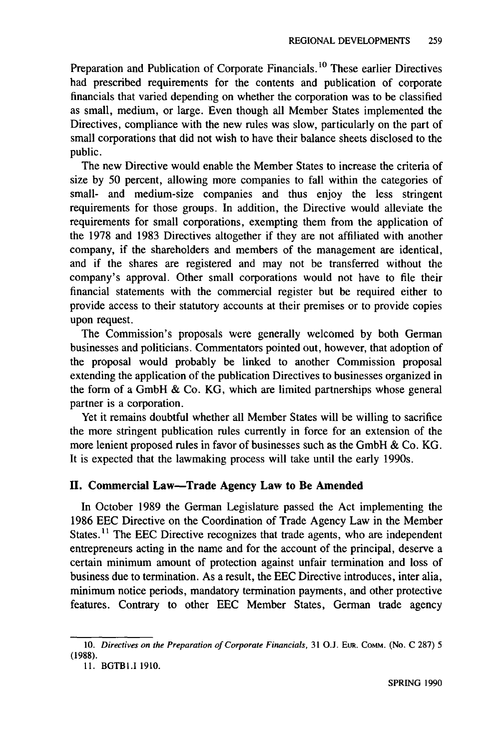Preparation and Publication of Corporate Financials.[10] These earlier Directives had prescribed requirements for the contents and publication of corporate financials that varied depending on whether the corporation was to be classified as small, medium, or large. Even though all Member States implemented the Directives, compliance with the new rules was slow, particularly on the part of small corporations that did not wish to have their balance sheets disclosed to the public.

The new Directive would enable the Member States to increase the criteria of size by 50 percent, allowing more companies to fall within the categories of small- and medium-size companies and thus enjoy the less stringent requirements for those groups. In addition, the Directive would alleviate the requirements for small corporations, exempting them from the application of the 1978 and 1983 Directives altogether if they are not affiliated with another company, if the shareholders and members of the management are identical, and if the shares are registered and may not be transferred without the company's approval. Other small corporations would not have to file their financial statements with the commercial register but be required either to provide access to their statutory accounts at their premises or to provide copies upon request.

The Commission's proposals were generally welcomed by both German businesses and politicians. Commentators pointed out, however, that adoption of the proposal would probably be linked to another Commission proposal extending the application of the publication Directives to businesses organized in the form of a GmbH & Co. KG, which are limited partnerships whose general partner is a corporation.

Yet it remains doubtful whether all Member States will be willing to sacrifice the more stringent publication rules currently in force for an extension of the more lenient proposed rules in favor of businesses such as the GmbH & Co. KG. It is expected that the lawmaking process will take until the early 1990s.

## II. Commercial Law—Trade Agency Law to Be Amended

In October 1989 the German Legislature passed the Act implementing the 1986 EEC Directive on the Coordination of Trade Agency Law in the Member States.[11] The EEC Directive recognizes that trade agents, who are independent entrepreneurs acting in the name and for the account of the principal, deserve a certain minimum amount of protection against unfair termination and loss of business due to termination. As a result, the EEC Directive introduces, inter alia, minimum notice periods, mandatory termination payments, and other protective features. Contrary to other EEC Member States, German trade agency

---

10. *Directives on the Preparation of Corporate Financials*, 31 O.J. EUR. COMM. (No. C 287) 5 (1988).

11. BGTBl.I 1910.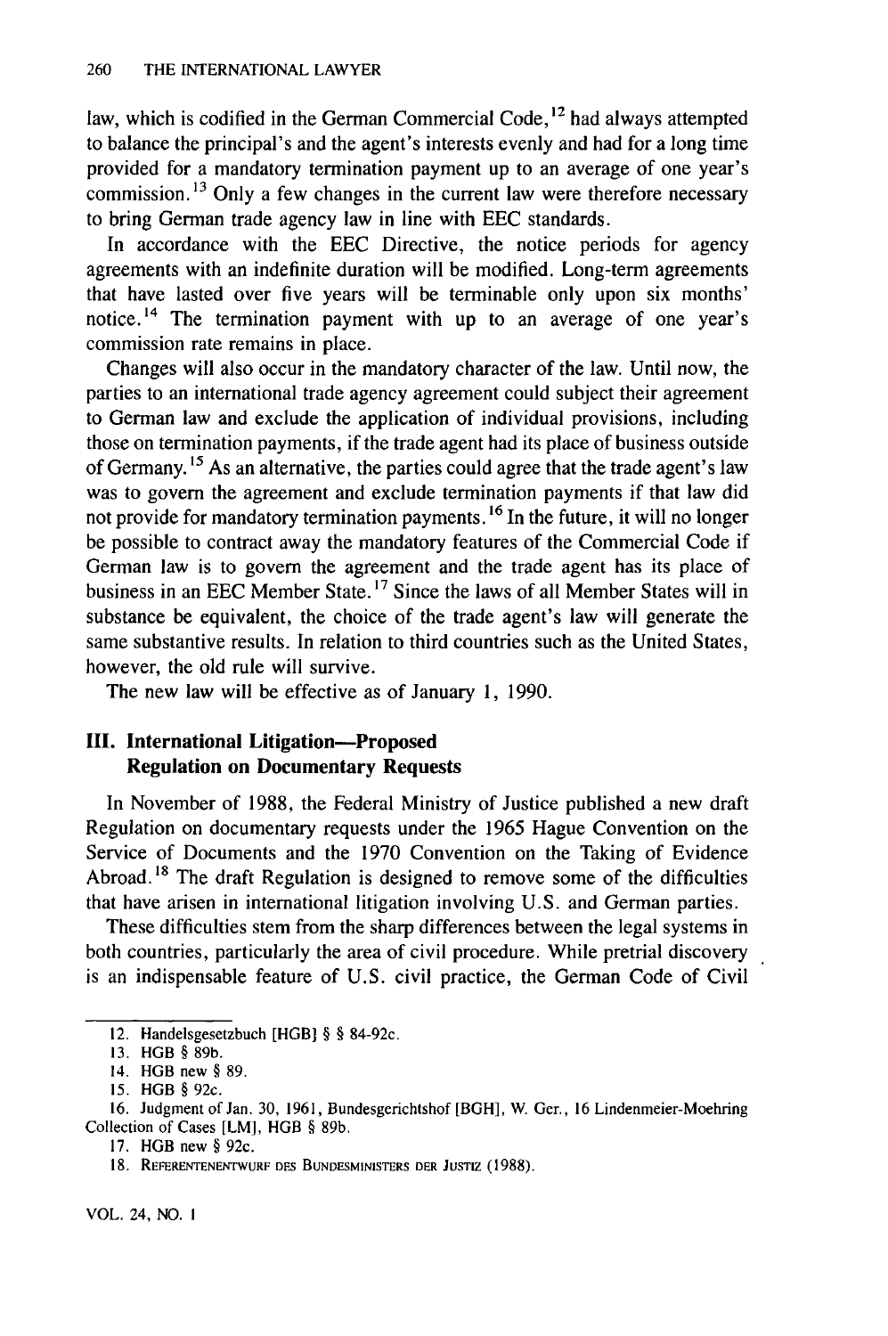law, which is codified in the German Commercial Code,[12] had always attempted to balance the principal's and the agent's interests evenly and had for a long time provided for a mandatory termination payment up to an average of one year's commission.[13] Only a few changes in the current law were therefore necessary to bring German trade agency law in line with EEC standards.

In accordance with the EEC Directive, the notice periods for agency agreements with an indefinite duration will be modified. Long-term agreements that have lasted over five years will be terminable only upon six months' notice.[14] The termination payment with up to an average of one year's commission rate remains in place.

Changes will also occur in the mandatory character of the law. Until now, the parties to an international trade agency agreement could subject their agreement to German law and exclude the application of individual provisions, including those on termination payments, if the trade agent had its place of business outside of Germany.[15] As an alternative, the parties could agree that the trade agent's law was to govern the agreement and exclude termination payments if that law did not provide for mandatory termination payments.[16] In the future, it will no longer be possible to contract away the mandatory features of the Commercial Code if German law is to govern the agreement and the trade agent has its place of business in an EEC Member State.[17] Since the laws of all Member States will in substance be equivalent, the choice of the trade agent's law will generate the same substantive results. In relation to third countries such as the United States, however, the old rule will survive.

The new law will be effective as of January 1, 1990.

## III. International Litigation—Proposed Regulation on Documentary Requests

In November of 1988, the Federal Ministry of Justice published a new draft Regulation on documentary requests under the 1965 Hague Convention on the Service of Documents and the 1970 Convention on the Taking of Evidence Abroad.[18] The draft Regulation is designed to remove some of the difficulties that have arisen in international litigation involving U.S. and German parties.

These difficulties stem from the sharp differences between the legal systems in both countries, particularly the area of civil procedure. While pretrial discovery is an indispensable feature of U.S. civil practice, the German Code of Civil

---

12. Handelsgesetzbuch [HGB] § § 84-92c.

13. HGB § 89b.

14. HGB new § 89.

15. HGB § 92c.

16. Judgment of Jan. 30, 1961, Bundesgerichtshof [BGH], W. Ger., 16 Lindenmeier-Moehring Collection of Cases [LM], HGB § 89b.

17. HGB new § 92c.

18. REFERENTENENTWURF DES BUNDESMINISTERS DER JUSTIZ (1988).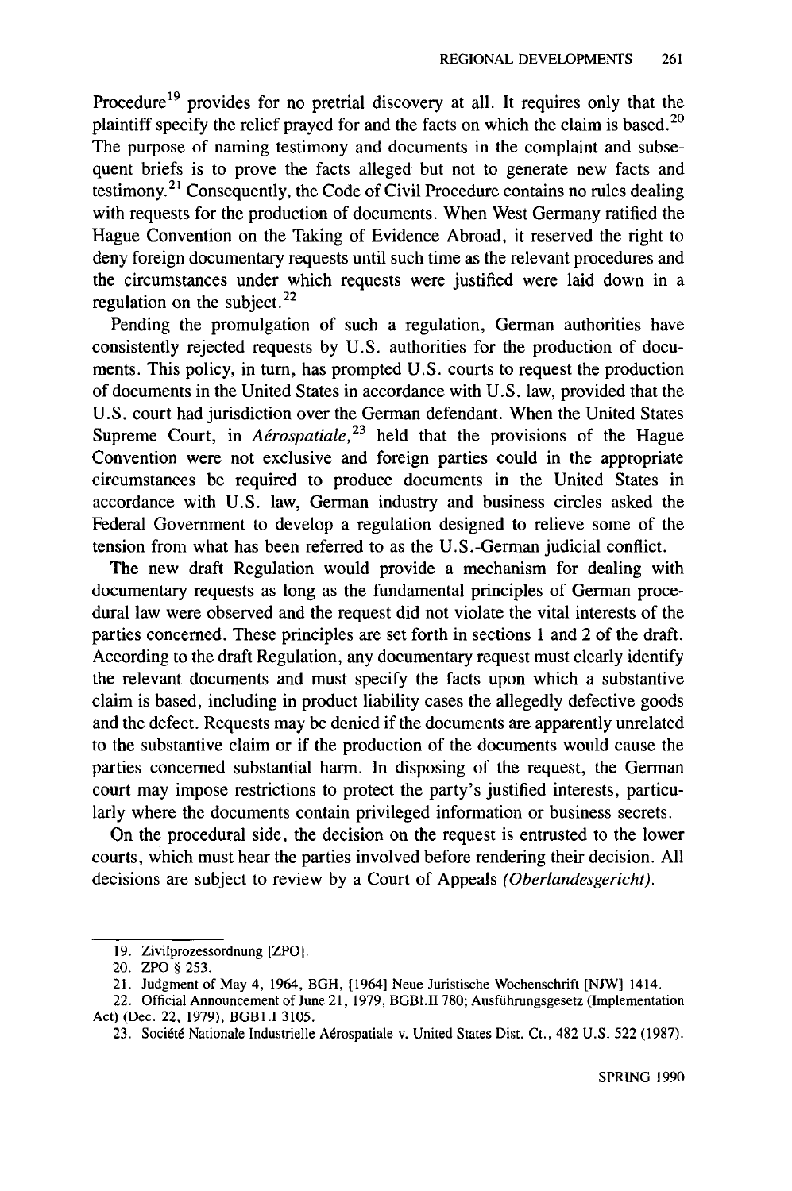Procedure[19] provides for no pretrial discovery at all. It requires only that the plaintiff specify the relief prayed for and the facts on which the claim is based.[20] The purpose of naming testimony and documents in the complaint and subsequent briefs is to prove the facts alleged but not to generate new facts and testimony.[21] Consequently, the Code of Civil Procedure contains no rules dealing with requests for the production of documents. When West Germany ratified the Hague Convention on the Taking of Evidence Abroad, it reserved the right to deny foreign documentary requests until such time as the relevant procedures and the circumstances under which requests were justified were laid down in a regulation on the subject.[22]

Pending the promulgation of such a regulation, German authorities have consistently rejected requests by U.S. authorities for the production of documents. This policy, in turn, has prompted U.S. courts to request the production of documents in the United States in accordance with U.S. law, provided that the U.S. court had jurisdiction over the German defendant. When the United States Supreme Court, in *Aérospatiale*,[23] held that the provisions of the Hague Convention were not exclusive and foreign parties could in the appropriate circumstances be required to produce documents in the United States in accordance with U.S. law, German industry and business circles asked the Federal Government to develop a regulation designed to relieve some of the tension from what has been referred to as the U.S.-German judicial conflict.

The new draft Regulation would provide a mechanism for dealing with documentary requests as long as the fundamental principles of German procedural law were observed and the request did not violate the vital interests of the parties concerned. These principles are set forth in sections 1 and 2 of the draft. According to the draft Regulation, any documentary request must clearly identify the relevant documents and must specify the facts upon which a substantive claim is based, including in product liability cases the allegedly defective goods and the defect. Requests may be denied if the documents are apparently unrelated to the substantive claim or if the production of the documents would cause the parties concerned substantial harm. In disposing of the request, the German court may impose restrictions to protect the party's justified interests, particularly where the documents contain privileged information or business secrets.

On the procedural side, the decision on the request is entrusted to the lower courts, which must hear the parties involved before rendering their decision. All decisions are subject to review by a Court of Appeals *(Oberlandesgericht)*.

---

19. Zivilprozessordnung [ZPO].

20. ZPO § 253.

21. Judgment of May 4, 1964, BGH, [1964] Neue Juristische Wochenschrift [NJW] 1414.

22. Official Announcement of June 21, 1979, BGBl.II 780; Ausführungsgetz (Implementation Act) (Dec. 22, 1979), BGBl.I 3105.

23. Société Nationale Industrielle Aérospatiale v. United States Dist. Ct., 482 U.S. 522 (1987).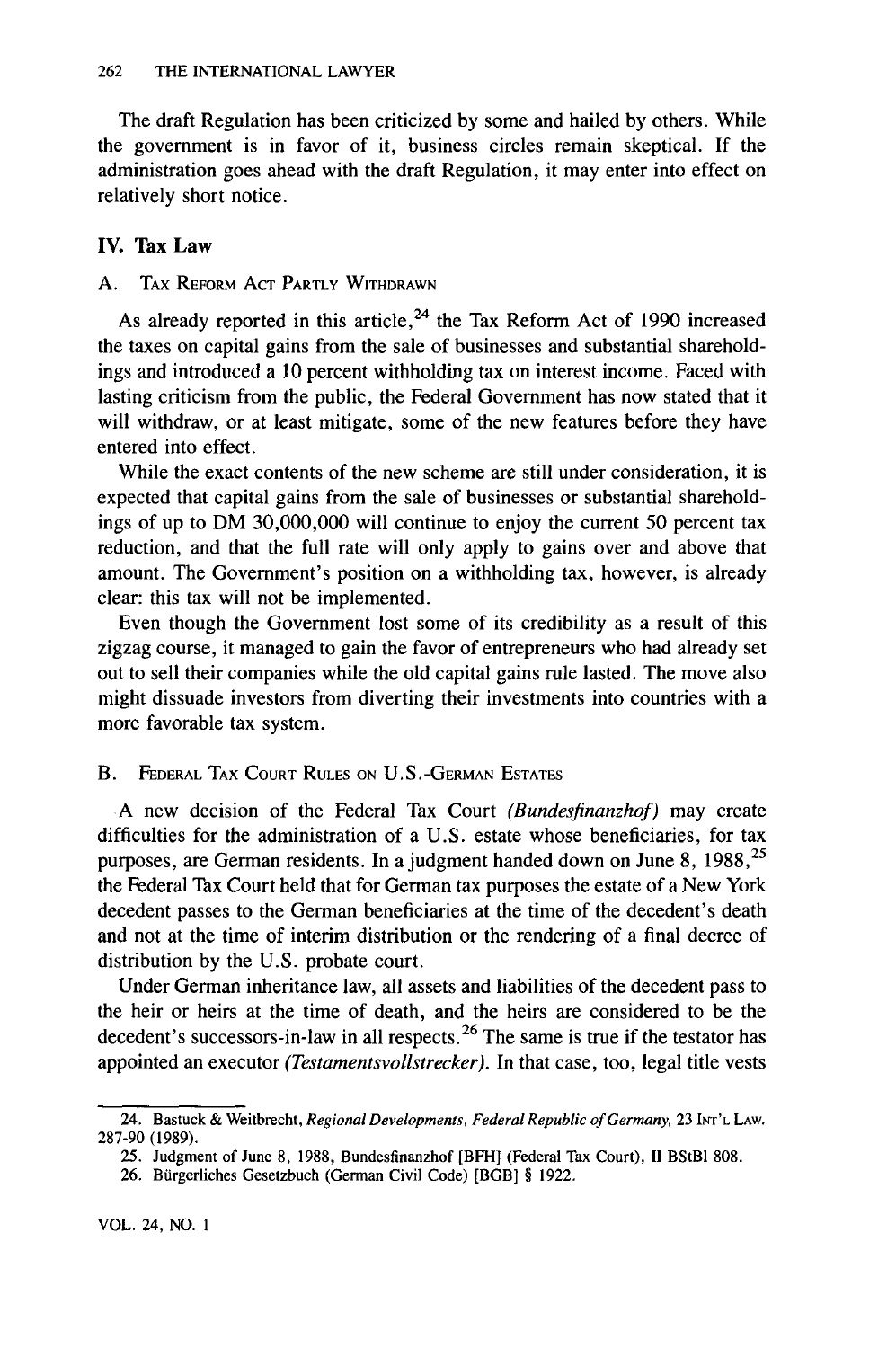The draft Regulation has been criticized by some and hailed by others. While the government is in favor of it, business circles remain skeptical. If the administration goes ahead with the draft Regulation, it may enter into effect on relatively short notice.

## IV. Tax Law

### A. Tax Reform Act Partly Withdrawn

As already reported in this article,[24] the Tax Reform Act of 1990 increased the taxes on capital gains from the sale of businesses and substantial shareholdings and introduced a 10 percent withholding tax on interest income. Faced with lasting criticism from the public, the Federal Government has now stated that it will withdraw, or at least mitigate, some of the new features before they have entered into effect.

While the exact contents of the new scheme are still under consideration, it is expected that capital gains from the sale of businesses or substantial shareholdings of up to DM 30,000,000 will continue to enjoy the current 50 percent tax reduction, and that the full rate will only apply to gains over and above that amount. The Government's position on a withholding tax, however, is already clear: this tax will not be implemented.

Even though the Government lost some of its credibility as a result of this zigzag course, it managed to gain the favor of entrepreneurs who had already set out to sell their companies while the old capital gains rule lasted. The move also might dissuade investors from diverting their investments into countries with a more favorable tax system.

### B. Federal Tax Court Rules on U.S.-German Estates

A new decision of the Federal Tax Court *(Bundesfinanzhof)* may create difficulties for the administration of a U.S. estate whose beneficiaries, for tax purposes, are German residents. In a judgment handed down on June 8, 1988,[25] the Federal Tax Court held that for German tax purposes the estate of a New York decedent passes to the German beneficiaries at the time of the decedent's death and not at the time of interim distribution or the rendering of a final decree of distribution by the U.S. probate court.

Under German inheritance law, all assets and liabilities of the decedent pass to the heir or heirs at the time of death, and the heirs are considered to be the decedent's successors-in-law in all respects.[26] The same is true if the testator has appointed an executor *(Testamentsvollstrecker)*. In that case, too, legal title vests

---

24. Bastuck & Weitbrecht, *Regional Developments, Federal Republic of Germany,* 23 Int'l Law. 287-90 (1989).

25. Judgment of June 8, 1988, Bundesfinanzhof [BFH] (Federal Tax Court), II BStBl 808.

26. Bürgerliches Gesetzbuch (German Civil Code) [BGB] § 1922.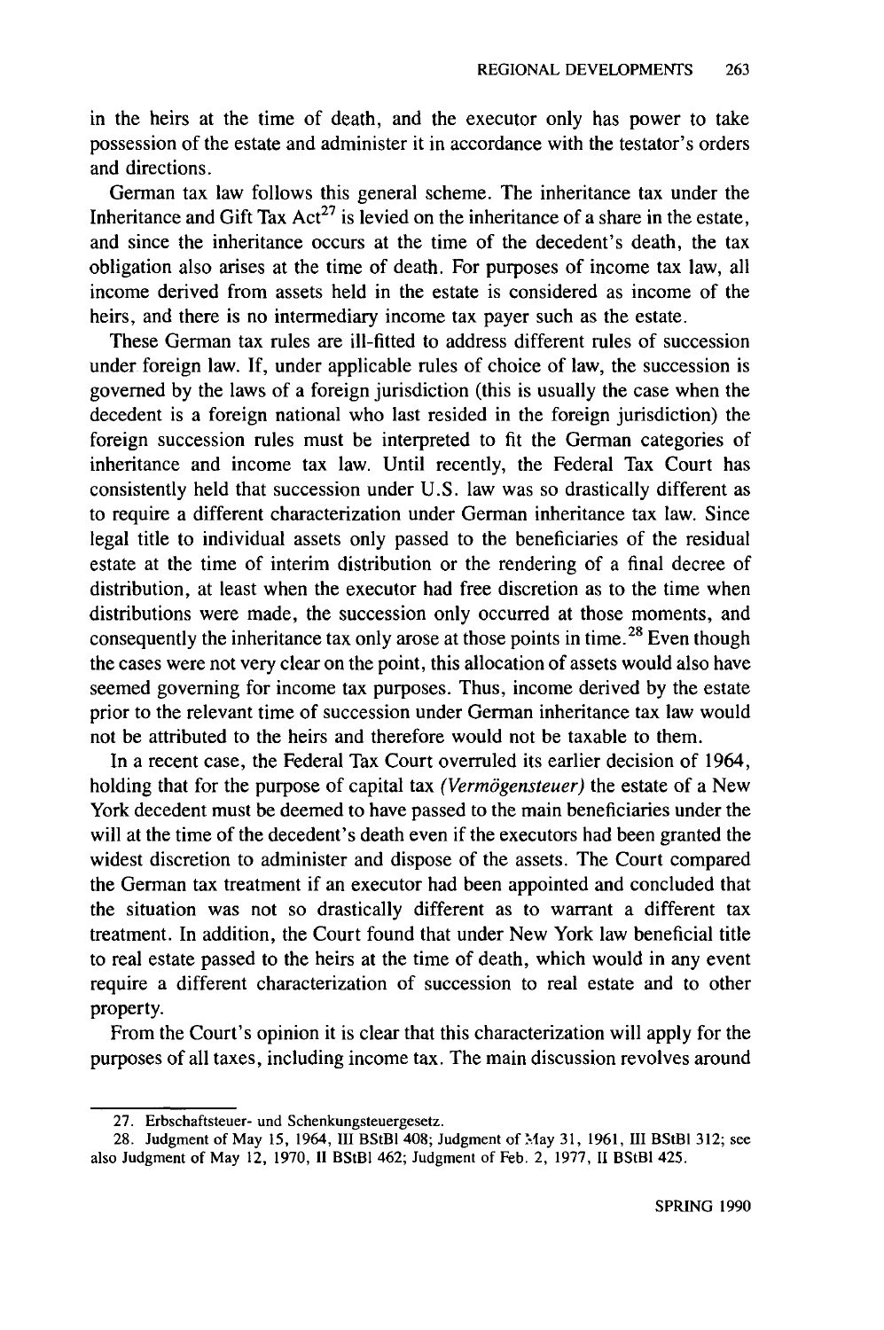in the heirs at the time of death, and the executor only has power to take possession of the estate and administer it in accordance with the testator's orders and directions.

German tax law follows this general scheme. The inheritance tax under the Inheritance and Gift Tax Act[27] is levied on the inheritance of a share in the estate, and since the inheritance occurs at the time of the decedent's death, the tax obligation also arises at the time of death. For purposes of income tax law, all income derived from assets held in the estate is considered as income of the heirs, and there is no intermediary income tax payer such as the estate.

These German tax rules are ill-fitted to address different rules of succession under foreign law. If, under applicable rules of choice of law, the succession is governed by the laws of a foreign jurisdiction (this is usually the case when the decedent is a foreign national who last resided in the foreign jurisdiction) the foreign succession rules must be interpreted to fit the German categories of inheritance and income tax law. Until recently, the Federal Tax Court has consistently held that succession under U.S. law was so drastically different as to require a different characterization under German inheritance tax law. Since legal title to individual assets only passed to the beneficiaries of the residual estate at the time of interim distribution or the rendering of a final decree of distribution, at least when the executor had free discretion as to the time when distributions were made, the succession only occurred at those moments, and consequently the inheritance tax only arose at those points in time.[28] Even though the cases were not very clear on the point, this allocation of assets would also have seemed governing for income tax purposes. Thus, income derived by the estate prior to the relevant time of succession under German inheritance tax law would not be attributed to the heirs and therefore would not be taxable to them.

In a recent case, the Federal Tax Court overruled its earlier decision of 1964, holding that for the purpose of capital tax *(Vermögensteuer)* the estate of a New York decedent must be deemed to have passed to the main beneficiaries under the will at the time of the decedent's death even if the executors had been granted the widest discretion to administer and dispose of the assets. The Court compared the German tax treatment if an executor had been appointed and concluded that the situation was not so drastically different as to warrant a different tax treatment. In addition, the Court found that under New York law beneficial title to real estate passed to the heirs at the time of death, which would in any event require a different characterization of succession to real estate and to other property.

From the Court's opinion it is clear that this characterization will apply for the purposes of all taxes, including income tax. The main discussion revolves around

---

27. Erbschaftsteuer- und Schenkungsteuergesetz.

28. Judgment of May 15, 1964, III BStBl 408; Judgment of May 31, 1961, III BStBl 312; see also Judgment of May 12, 1970, II BStBl 462; Judgment of Feb. 2, 1977, II BStBl 425.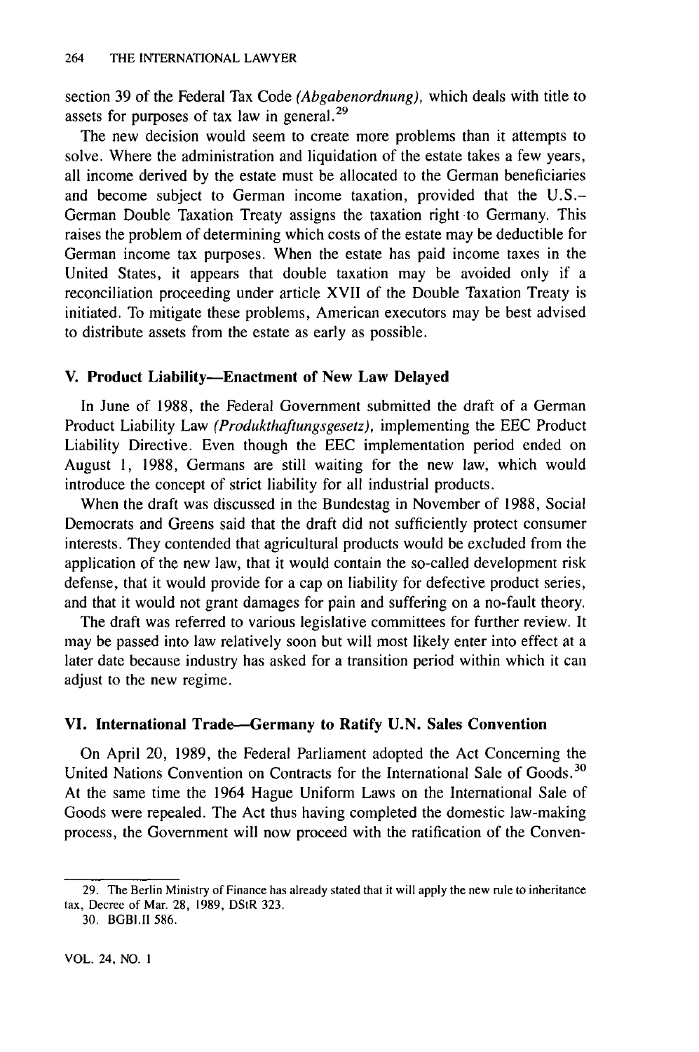section 39 of the Federal Tax Code *(Abgabenordnung)*, which deals with title to assets for purposes of tax law in general.[29]

The new decision would seem to create more problems than it attempts to solve. Where the administration and liquidation of the estate takes a few years, all income derived by the estate must be allocated to the German beneficiaries and become subject to German income taxation, provided that the U.S.–German Double Taxation Treaty assigns the taxation right to Germany. This raises the problem of determining which costs of the estate may be deductible for German income tax purposes. When the estate has paid income taxes in the United States, it appears that double taxation may be avoided only if a reconciliation proceeding under article XVII of the Double Taxation Treaty is initiated. To mitigate these problems, American executors may be best advised to distribute assets from the estate as early as possible.

## V. Product Liability—Enactment of New Law Delayed

In June of 1988, the Federal Government submitted the draft of a German Product Liability Law *(Produkthaftungsgesetz)*, implementing the EEC Product Liability Directive. Even though the EEC implementation period ended on August 1, 1988, Germans are still waiting for the new law, which would introduce the concept of strict liability for all industrial products.

When the draft was discussed in the Bundestag in November of 1988, Social Democrats and Greens said that the draft did not sufficiently protect consumer interests. They contended that agricultural products would be excluded from the application of the new law, that it would contain the so-called development risk defense, that it would provide for a cap on liability for defective product series, and that it would not grant damages for pain and suffering on a no-fault theory.

The draft was referred to various legislative committees for further review. It may be passed into law relatively soon but will most likely enter into effect at a later date because industry has asked for a transition period within which it can adjust to the new regime.

## VI. International Trade—Germany to Ratify U.N. Sales Convention

On April 20, 1989, the Federal Parliament adopted the Act Concerning the United Nations Convention on Contracts for the International Sale of Goods.[30] At the same time the 1964 Hague Uniform Laws on the International Sale of Goods were repealed. The Act thus having completed the domestic law-making process, the Government will now proceed with the ratification of the Conven-

---

29. The Berlin Ministry of Finance has already stated that it will apply the new rule to inheritance tax, Decree of Mar. 28, 1989, DStR 323.

30. BGBl.II 586.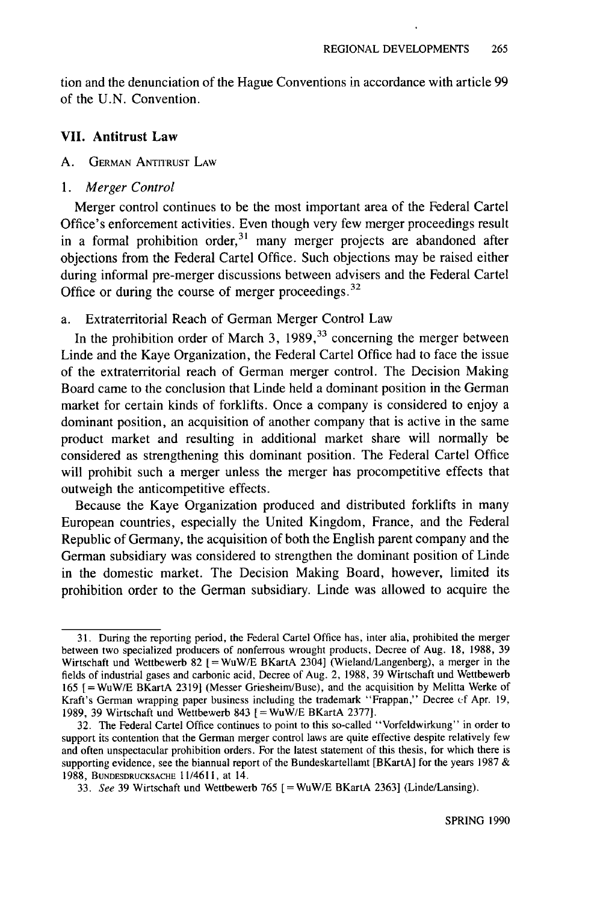tion and the denunciation of the Hague Conventions in accordance with article 99 of the U.N. Convention.

## VII. Antitrust Law

### A. German Antitrust Law

#### 1. *Merger Control*

Merger control continues to be the most important area of the Federal Cartel Office's enforcement activities. Even though very few merger proceedings result in a formal prohibition order,[31] many merger projects are abandoned after objections from the Federal Cartel Office. Such objections may be raised either during informal pre-merger discussions between advisers and the Federal Cartel Office or during the course of merger proceedings.[32]

##### a. Extraterritorial Reach of German Merger Control Law

In the prohibition order of March 3, 1989,[33] concerning the merger between Linde and the Kaye Organization, the Federal Cartel Office had to face the issue of the extraterritorial reach of German merger control. The Decision Making Board came to the conclusion that Linde held a dominant position in the German market for certain kinds of forklifts. Once a company is considered to enjoy a dominant position, an acquisition of another company that is active in the same product market and resulting in additional market share will normally be considered as strengthening this dominant position. The Federal Cartel Office will prohibit such a merger unless the merger has procompetitive effects that outweigh the anticompetitive effects.

Because the Kaye Organization produced and distributed forklifts in many European countries, especially the United Kingdom, France, and the Federal Republic of Germany, the acquisition of both the English parent company and the German subsidiary was considered to strengthen the dominant position of Linde in the domestic market. The Decision Making Board, however, limited its prohibition order to the German subsidiary. Linde was allowed to acquire the

---

31. During the reporting period, the Federal Cartel Office has, inter alia, prohibited the merger between two specialized producers of nonferrous wrought products, Decree of Aug. 18, 1988, 39 Wirtschaft und Wettbewerb 82 [= WuW/E BKartA 2304] (Wieland/Langenberg), a merger in the fields of industrial gases and carbonic acid, Decree of Aug. 2, 1988, 39 Wirtschaft und Wettbewerb 165 [= WuW/E BKartA 2319] (Messer Griesheim/Buse), and the acquisition by Melitta Werke of Kraft's German wrapping paper business including the trademark "Frappan," Decree of Apr. 19, 1989, 39 Wirtschaft und Wettbewerb 843 [= WuW/E BKartA 2377].

32. The Federal Cartel Office continues to point to this so-called "Vorfeldwirkung" in order to support its contention that the German merger control laws are quite effective despite relatively few and often unspectacular prohibition orders. For the latest statement of this thesis, for which there is supporting evidence, see the biannual report of the Bundeskartellamt [BKartA] for the years 1987 & 1988, BUNDESDRUCKSACHE 11/4611, at 14.

33. *See* 39 Wirtschaft und Wettbewerb 765 [= WuW/E BKartA 2363] (Linde/Lansing).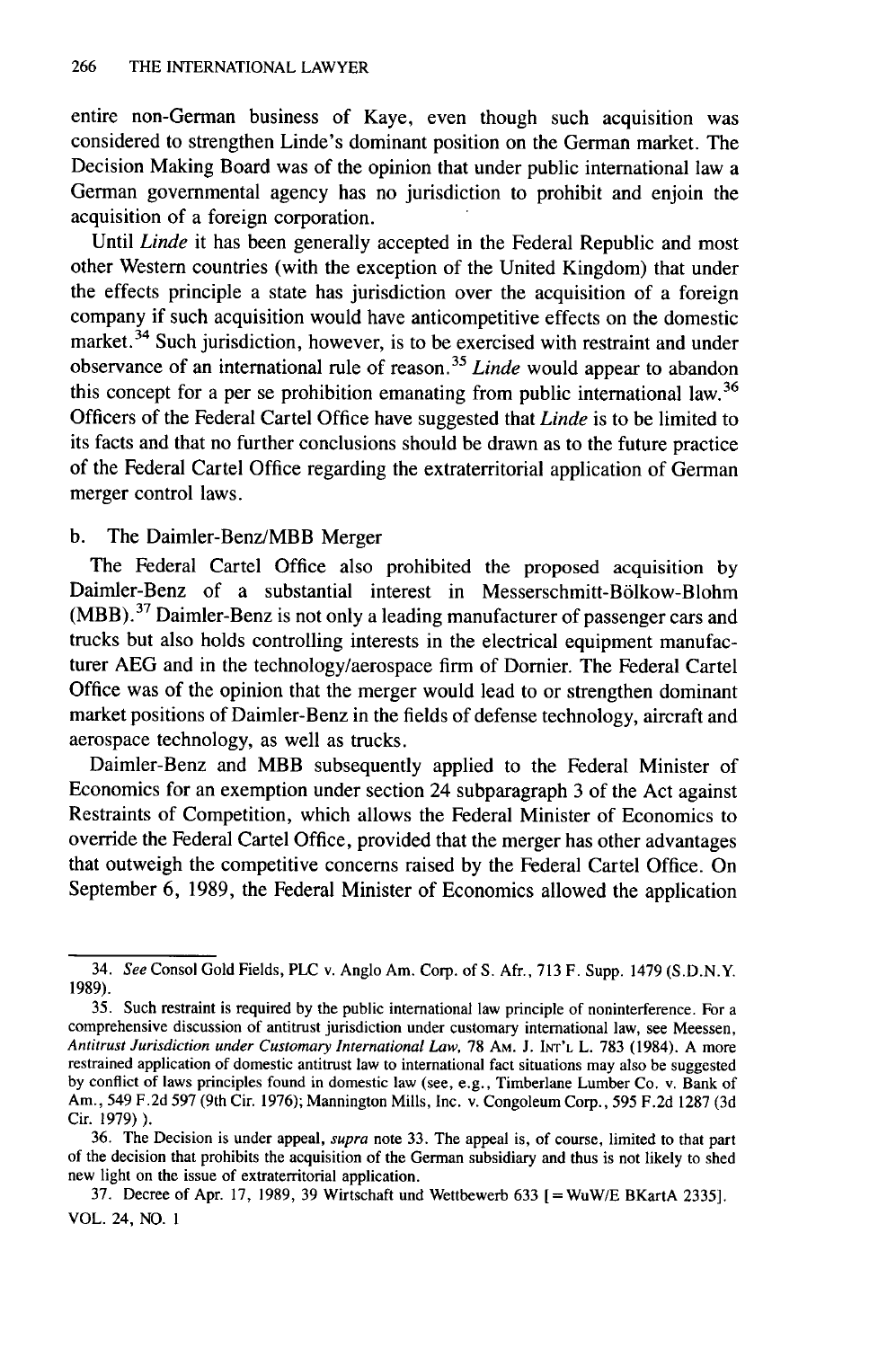entire non-German business of Kaye, even though such acquisition was considered to strengthen Linde's dominant position on the German market. The Decision Making Board was of the opinion that under public international law a German governmental agency has no jurisdiction to prohibit and enjoin the acquisition of a foreign corporation.

Until *Linde* it has been generally accepted in the Federal Republic and most other Western countries (with the exception of the United Kingdom) that under the effects principle a state has jurisdiction over the acquisition of a foreign company if such acquisition would have anticompetitive effects on the domestic market.[34] Such jurisdiction, however, is to be exercised with restraint and under observance of an international rule of reason.[35] *Linde* would appear to abandon this concept for a per se prohibition emanating from public international law.[36] Officers of the Federal Cartel Office have suggested that *Linde* is to be limited to its facts and that no further conclusions should be drawn as to the future practice of the Federal Cartel Office regarding the extraterritorial application of German merger control laws.

b. The Daimler-Benz/MBB Merger

The Federal Cartel Office also prohibited the proposed acquisition by Daimler-Benz of a substantial interest in Messerschmitt-Bölkow-Blohm (MBB).[37] Daimler-Benz is not only a leading manufacturer of passenger cars and trucks but also holds controlling interests in the electrical equipment manufacturer AEG and in the technology/aerospace firm of Dornier. The Federal Cartel Office was of the opinion that the merger would lead to or strengthen dominant market positions of Daimler-Benz in the fields of defense technology, aircraft and aerospace technology, as well as trucks.

Daimler-Benz and MBB subsequently applied to the Federal Minister of Economics for an exemption under section 24 subparagraph 3 of the Act against Restraints of Competition, which allows the Federal Minister of Economics to override the Federal Cartel Office, provided that the merger has other advantages that outweigh the competitive concerns raised by the Federal Cartel Office. On September 6, 1989, the Federal Minister of Economics allowed the application

---

34. *See* Consol Gold Fields, PLC v. Anglo Am. Corp. of S. Afr., 713 F. Supp. 1479 (S.D.N.Y. 1989).

35. Such restraint is required by the public international law principle of noninterference. For a comprehensive discussion of antitrust jurisdiction under customary international law, see Meessen, *Antitrust Jurisdiction under Customary International Law*, 78 Am. J. Int'l L. 783 (1984). A more restrained application of domestic antitrust law to international fact situations may also be suggested by conflict of laws principles found in domestic law (see, e.g., Timberlane Lumber Co. v. Bank of Am., 549 F.2d 597 (9th Cir. 1976); Mannington Mills, Inc. v. Congoleum Corp., 595 F.2d 1287 (3d Cir. 1979) ).

36. The Decision is under appeal, *supra* note 33. The appeal is, of course, limited to that part of the decision that prohibits the acquisition of the German subsidiary and thus is not likely to shed new light on the issue of extraterritorial application.

37. Decree of Apr. 17, 1989, 39 Wirtschaft und Wettbewerb 633 [= WuW/E BKartA 2335].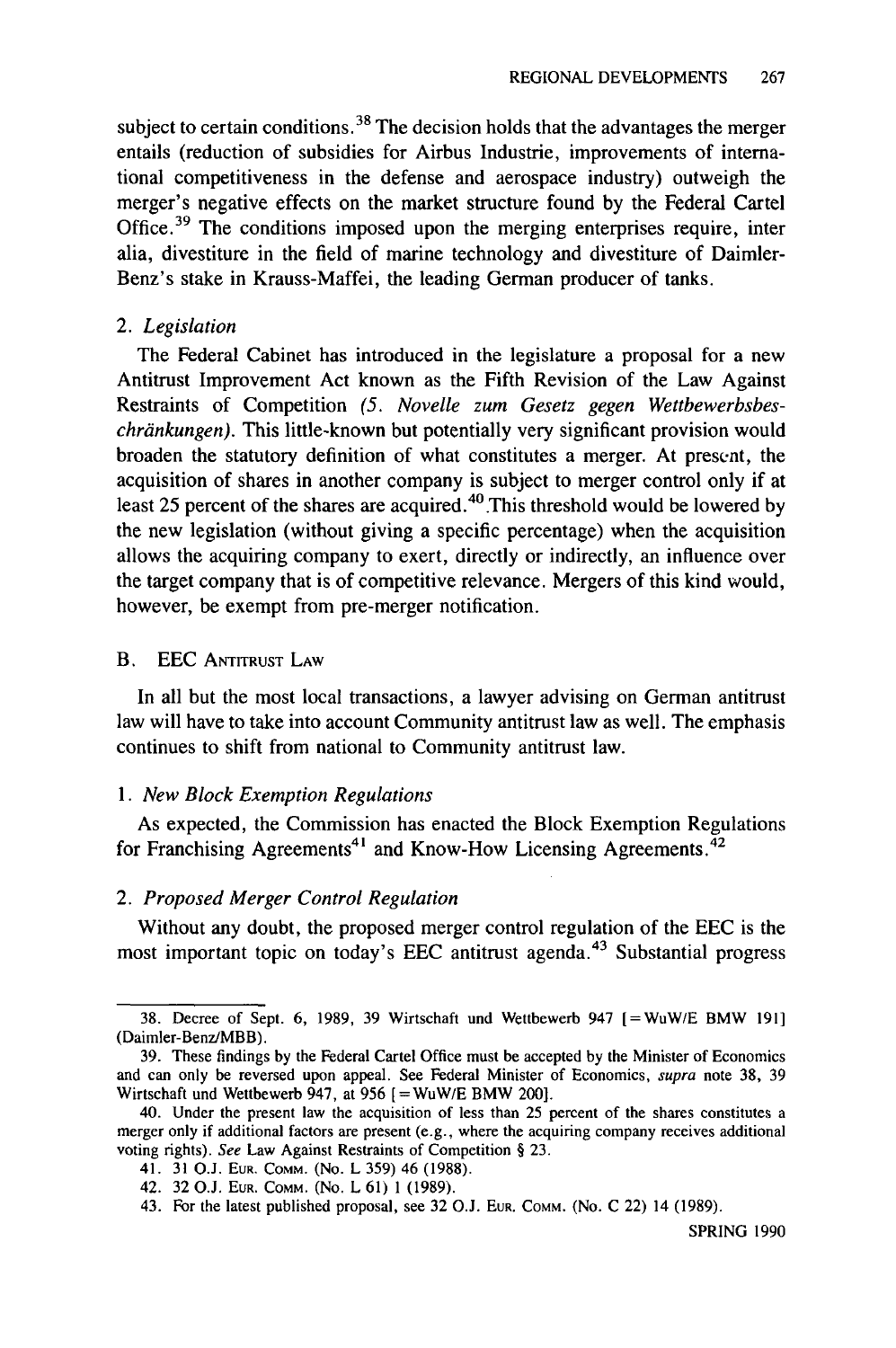subject to certain conditions.[38] The decision holds that the advantages the merger entails (reduction of subsidies for Airbus Industrie, improvements of international competitiveness in the defense and aerospace industry) outweigh the merger's negative effects on the market structure found by the Federal Cartel Office.[39] The conditions imposed upon the merging enterprises require, inter alia, divestiture in the field of marine technology and divestiture of Daimler-Benz's stake in Krauss-Maffei, the leading German producer of tanks.

### 2. *Legislation*

The Federal Cabinet has introduced in the legislature a proposal for a new Antitrust Improvement Act known as the Fifth Revision of the Law Against Restraints of Competition *(5. Novelle zum Gesetz gegen Wettbewerbsbeschränkungen)*. This little-known but potentially very significant provision would broaden the statutory definition of what constitutes a merger. At present, the acquisition of shares in another company is subject to merger control only if at least 25 percent of the shares are acquired.[40] This threshold would be lowered by the new legislation (without giving a specific percentage) when the acquisition allows the acquiring company to exert, directly or indirectly, an influence over the target company that is of competitive relevance. Mergers of this kind would, however, be exempt from pre-merger notification.

## B. EEC Antitrust Law

In all but the most local transactions, a lawyer advising on German antitrust law will have to take into account Community antitrust law as well. The emphasis continues to shift from national to Community antitrust law.

### 1. *New Block Exemption Regulations*

As expected, the Commission has enacted the Block Exemption Regulations for Franchising Agreements[41] and Know-How Licensing Agreements.[42]

### 2. *Proposed Merger Control Regulation*

Without any doubt, the proposed merger control regulation of the EEC is the most important topic on today's EEC antitrust agenda.[43] Substantial progress

---

38. Decree of Sept. 6, 1989, 39 Wirtschaft und Wettbewerb 947 [=WuW/E BMW 191] (Daimler-Benz/MBB).

39. These findings by the Federal Cartel Office must be accepted by the Minister of Economics and can only be reversed upon appeal. See Federal Minister of Economics, *supra* note 38, 39 Wirtschaft und Wettbewerb 947, at 956 [=WuW/E BMW 200].

40. Under the present law the acquisition of less than 25 percent of the shares constitutes a merger only if additional factors are present (e.g., where the acquiring company receives additional voting rights). *See* Law Against Restraints of Competition § 23.

41. 31 O.J. Eur. Comm. (No. L 359) 46 (1988).

42. 32 O.J. Eur. Comm. (No. L 61) 1 (1989).

43. For the latest published proposal, see 32 O.J. Eur. Comm. (No. C 22) 14 (1989).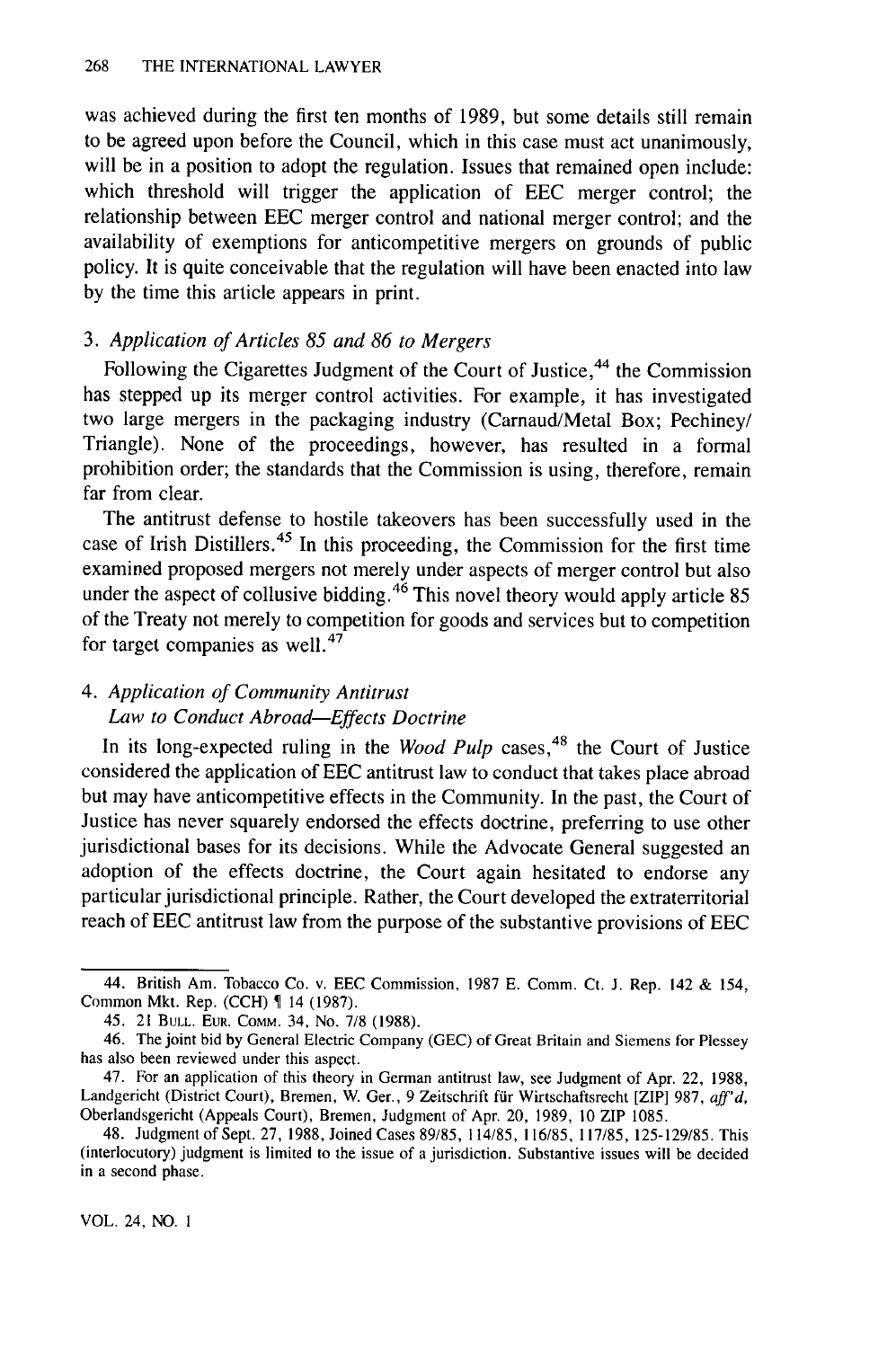was achieved during the first ten months of 1989, but some details still remain to be agreed upon before the Council, which in this case must act unanimously, will be in a position to adopt the regulation. Issues that remained open include: which threshold will trigger the application of EEC merger control; the relationship between EEC merger control and national merger control; and the availability of exemptions for anticompetitive mergers on grounds of public policy. It is quite conceivable that the regulation will have been enacted into law by the time this article appears in print.

### 3. *Application of Articles 85 and 86 to Mergers*

Following the Cigarettes Judgment of the Court of Justice,[44] the Commission has stepped up its merger control activities. For example, it has investigated two large mergers in the packaging industry (Carnaud/Metal Box; Pechiney/Triangle). None of the proceedings, however, has resulted in a formal prohibition order; the standards that the Commission is using, therefore, remain far from clear.

The antitrust defense to hostile takeovers has been successfully used in the case of Irish Distillers.[45] In this proceeding, the Commission for the first time examined proposed mergers not merely under aspects of merger control but also under the aspect of collusive bidding.[46] This novel theory would apply article 85 of the Treaty not merely to competition for goods and services but to competition for target companies as well.[47]

### 4. *Application of Community Antitrust Law to Conduct Abroad—Effects Doctrine*

In its long-expected ruling in the *Wood Pulp* cases,[48] the Court of Justice considered the application of EEC antitrust law to conduct that takes place abroad but may have anticompetitive effects in the Community. In the past, the Court of Justice has never squarely endorsed the effects doctrine, preferring to use other jurisdictional bases for its decisions. While the Advocate General suggested an adoption of the effects doctrine, the Court again hesitated to endorse any particular jurisdictional principle. Rather, the Court developed the extraterritorial reach of EEC antitrust law from the purpose of the substantive provisions of EEC

---

44. British Am. Tobacco Co. v. EEC Commission, 1987 E. Comm. Ct. J. Rep. 142 & 154, Common Mkt. Rep. (CCH) ¶ 14 (1987).

45. 21 Bull. Eur. Comm. 34, No. 7/8 (1988).

46. The joint bid by General Electric Company (GEC) of Great Britain and Siemens for Plessey has also been reviewed under this aspect.

47. For an application of this theory in German antitrust law, see Judgment of Apr. 22, 1988, Landgericht (District Court), Bremen, W. Ger., 9 Zeitschrift für Wirtschaftsrecht [ZIP] 987, *aff'd*, Oberlandsgericht (Appeals Court), Bremen, Judgment of Apr. 20, 1989, 10 ZIP 1085.

48. Judgment of Sept. 27, 1988, Joined Cases 89/85, 114/85, 116/85, 117/85, 125-129/85. This (interlocutory) judgment is limited to the issue of a jurisdiction. Substantive issues will be decided in a second phase.